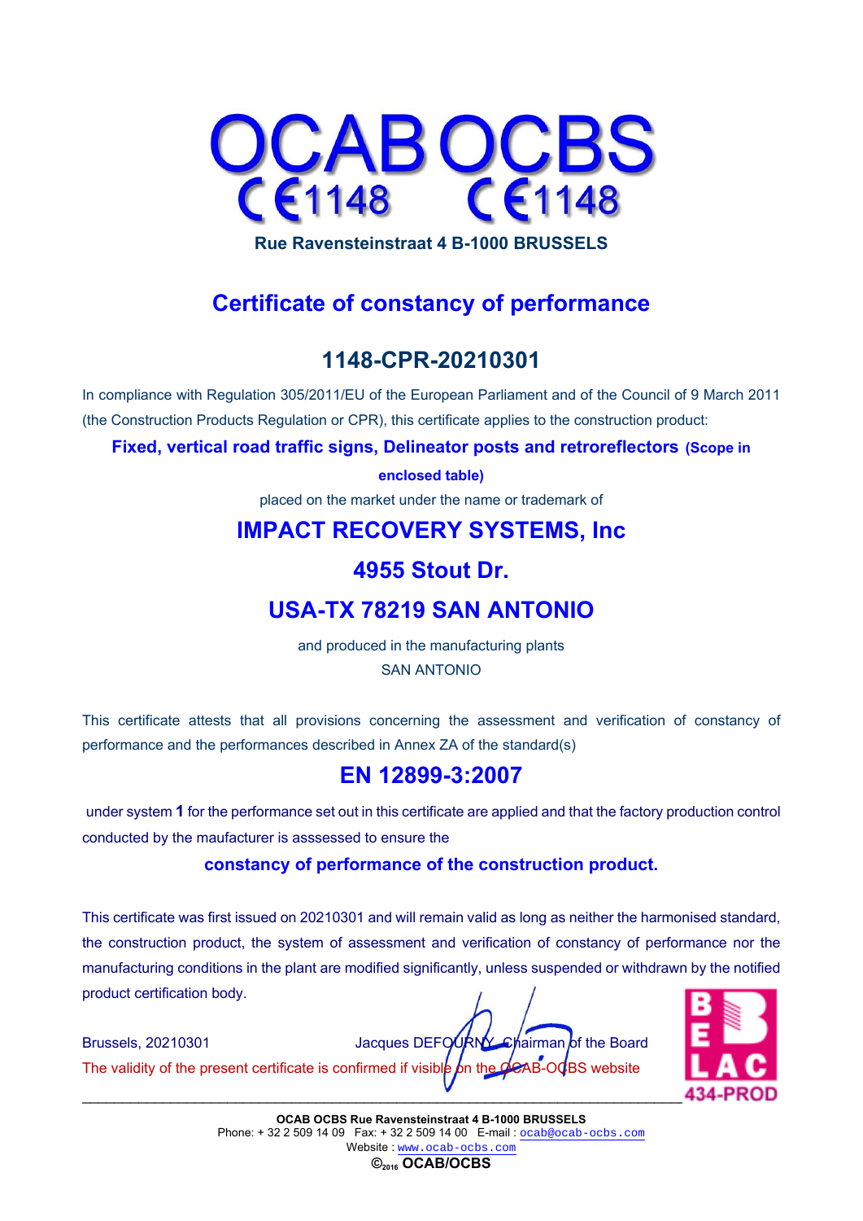# OCAB OCBS

CE 1148 CE 1148

**Rue Ravensteinstraat 4 B-1000 BRUSSELS**

## Certificate of constancy of performance

## 1148-CPR-20210301

In compliance with Regulation 305/2011/EU of the European Parliament and of the Council of 9 March 2011 (the Construction Products Regulation or CPR), this certificate applies to the construction product:

**Fixed, vertical road traffic signs, Delineator posts and retroreflectors (Scope in enclosed table)**

placed on the market under the name or trademark of

**IMPACT RECOVERY SYSTEMS, Inc**

**4955 Stout Dr.**

**USA-TX 78219 SAN ANTONIO**

and produced in the manufacturing plants

SAN ANTONIO

This certificate attests that all provisions concerning the assessment and verification of constancy of performance and the performances described in Annex ZA of the standard(s)

**EN 12899-3:2007**

under system **1** for the performance set out in this certificate are applied and that the factory production control conducted by the maufacturer is asssessed to ensure the

**constancy of performance of the construction product.**

This certificate was first issued on 20210301 and will remain valid as long as neither the harmonised standard, the construction product, the system of assessment and verification of constancy of performance nor the manufacturing conditions in the plant are modified significantly, unless suspended or withdrawn by the notified product certification body.

Brussels, 20210301 Jacques DEFOURNY, Chairman of the Board

The validity of the present certificate is confirmed if visible on the OCAB-OCBS website

BELAC 434-PROD

**OCAB OCBS Rue Ravensteinstraat 4 B-1000 BRUSSELS**
Phone: + 32 2 509 14 09 Fax: + 32 2 509 14 00 E-mail : ocab@ocab-ocbs.com
Website : www.ocab-ocbs.com
©2016 **OCAB/OCBS**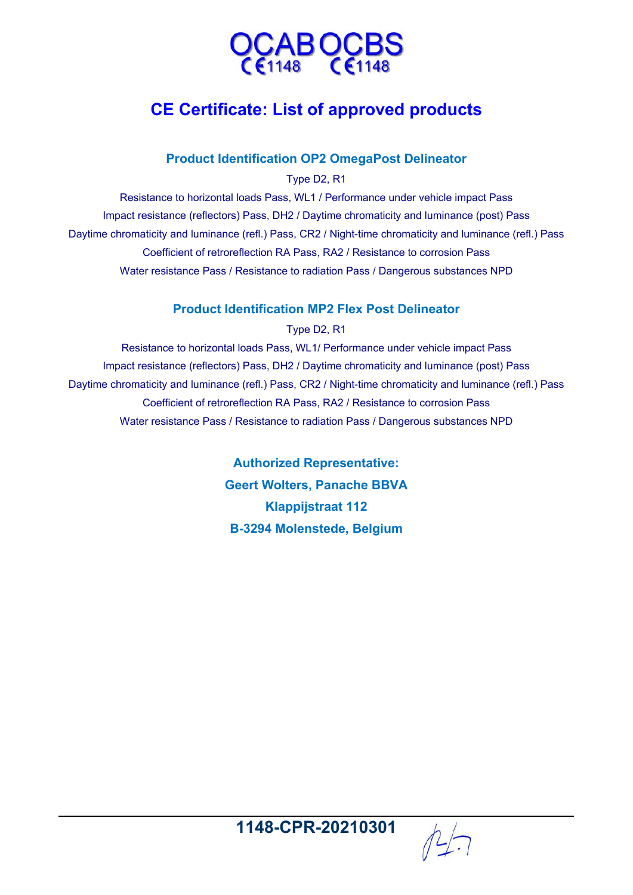OCAB OCBS
CE 1148 CE 1148

# CE Certificate: List of approved products

### Product Identification OP2 OmegaPost Delineator

Type D2, R1

Resistance to horizontal loads Pass, WL1 / Performance under vehicle impact Pass

Impact resistance (reflectors) Pass, DH2 / Daytime chromaticity and luminance (post) Pass

Daytime chromaticity and luminance (refl.) Pass, CR2 / Night-time chromaticity and luminance (refl.) Pass

Coefficient of retroreflection RA Pass, RA2 / Resistance to corrosion Pass

Water resistance Pass / Resistance to radiation Pass / Dangerous substances NPD

### Product Identification MP2 Flex Post Delineator

Type D2, R1

Resistance to horizontal loads Pass, WL1/ Performance under vehicle impact Pass

Impact resistance (reflectors) Pass, DH2 / Daytime chromaticity and luminance (post) Pass

Daytime chromaticity and luminance (refl.) Pass, CR2 / Night-time chromaticity and luminance (refl.) Pass

Coefficient of retroreflection RA Pass, RA2 / Resistance to corrosion Pass

Water resistance Pass / Resistance to radiation Pass / Dangerous substances NPD

**Authorized Representative:**
**Geert Wolters, Panache BBVA**
**Klappijstraat 112**
**B-3294 Molenstede, Belgium**

**1148-CPR-20210301**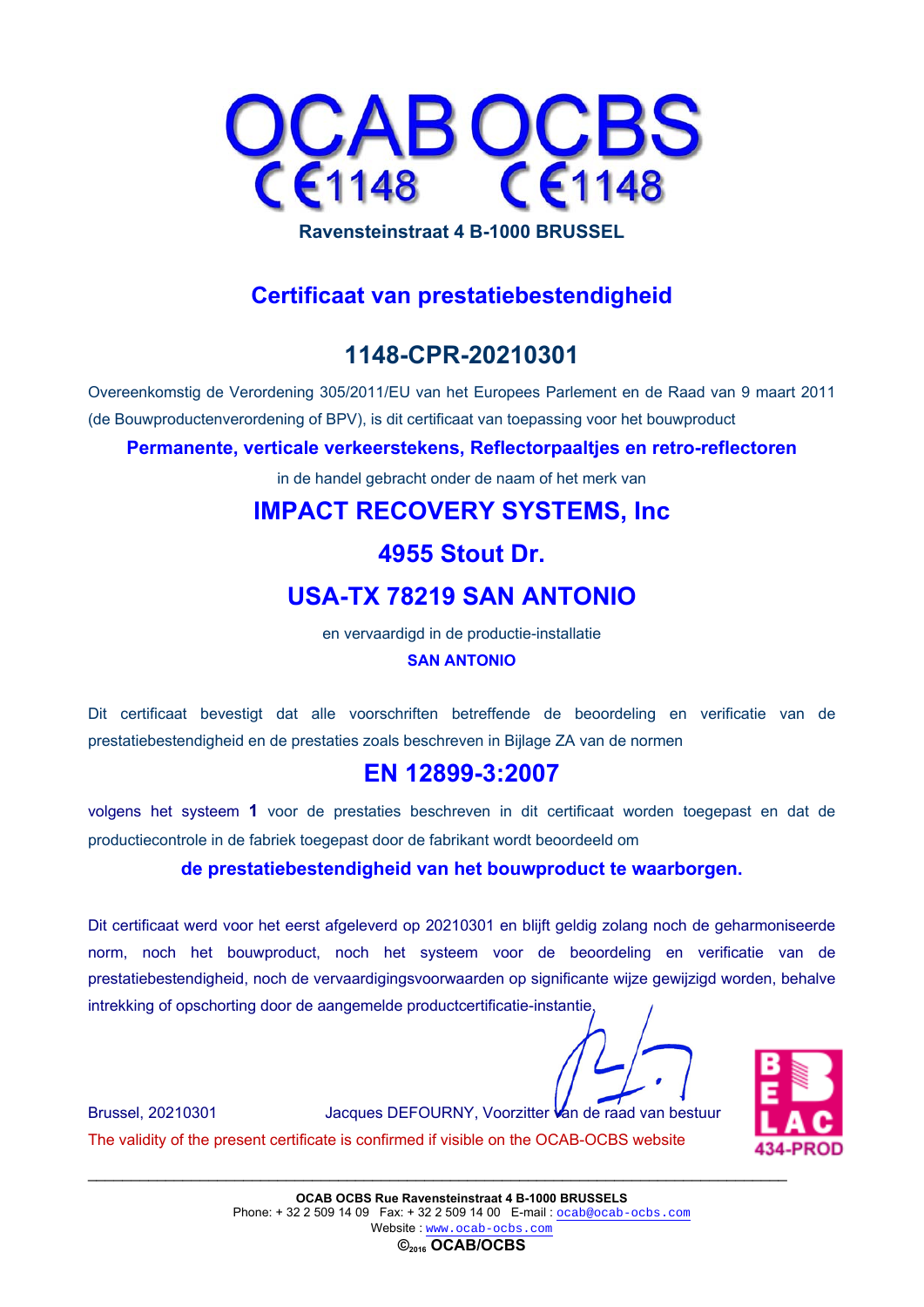# OCAB OCBS

CE 1148 CE 1148

**Ravensteinstraat 4 B-1000 BRUSSEL**

## Certificaat van prestatiebestendigheid

## 1148-CPR-20210301

Overeenkomstig de Verordening 305/2011/EU van het Europees Parlement en de Raad van 9 maart 2011 (de Bouwproductenverordening of BPV), is dit certificaat van toepassing voor het bouwproduct

**Permanente, verticale verkeerstekens, Reflectorpaaltjes en retro-reflectoren**

in de handel gebracht onder de naam of het merk van

**IMPACT RECOVERY SYSTEMS, Inc**

**4955 Stout Dr.**

**USA-TX 78219 SAN ANTONIO**

en vervaardigd in de productie-installatie

**SAN ANTONIO**

Dit certificaat bevestigt dat alle voorschriften betreffende de beoordeling en verificatie van de prestatiebestendigheid en de prestaties zoals beschreven in Bijlage ZA van de normen

**EN 12899-3:2007**

volgens het systeem **1** voor de prestaties beschreven in dit certificaat worden toegepast en dat de productiecontrole in de fabriek toegepast door de fabrikant wordt beoordeeld om

**de prestatiebestendigheid van het bouwproduct te waarborgen.**

Dit certificaat werd voor het eerst afgeleverd op 20210301 en blijft geldig zolang noch de geharmoniseerde norm, noch het bouwproduct, noch het systeem voor de beoordeling en verificatie van de prestatiebestendigheid, noch de vervaardigingsvoorwaarden op significante wijze gewijzigd worden, behalve intrekking of opschorting door de aangemelde productcertificatie-instantie.

Brussel, 20210301 Jacques DEFOURNY, Voorzitter van de raad van bestuur

The validity of the present certificate is confirmed if visible on the OCAB-OCBS website

BELAC 434-PROD

**OCAB OCBS Rue Ravensteinstraat 4 B-1000 BRUSSELS**
Phone: + 32 2 509 14 09 Fax: + 32 2 509 14 00 E-mail : ocab@ocab-ocbs.com
Website : www.ocab-ocbs.com
©2016 **OCAB/OCBS**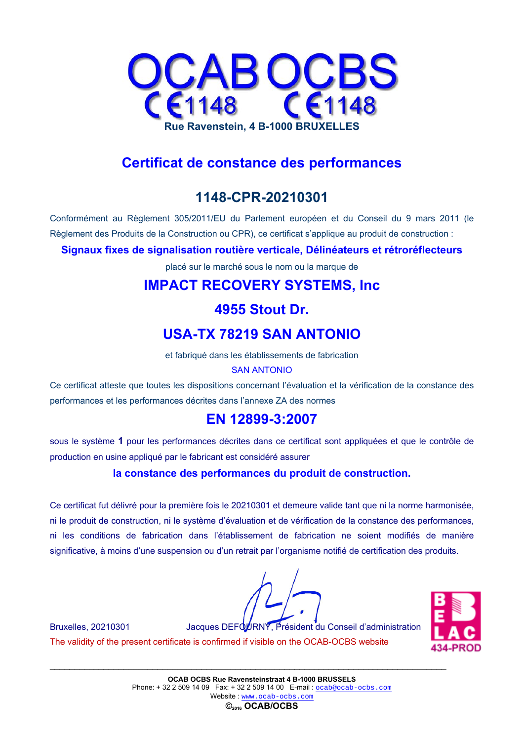# OCAB OCBS

CE 1148 CE 1148

Rue Ravenstein, 4 B-1000 BRUXELLES

## Certificat de constance des performances

### 1148-CPR-20210301

Conformément au Règlement 305/2011/EU du Parlement européen et du Conseil du 9 mars 2011 (le Règlement des Produits de la Construction ou CPR), ce certificat s'applique au produit de construction :

**Signaux fixes de signalisation routière verticale, Délinéateurs et rétroréflecteurs**

placé sur le marché sous le nom ou la marque de

**IMPACT RECOVERY SYSTEMS, Inc**

**4955 Stout Dr.**

**USA-TX 78219 SAN ANTONIO**

et fabriqué dans les établissements de fabrication

SAN ANTONIO

Ce certificat atteste que toutes les dispositions concernant l'évaluation et la vérification de la constance des performances et les performances décrites dans l'annexe ZA des normes

**EN 12899-3:2007**

sous le système **1** pour les performances décrites dans ce certificat sont appliquées et que le contrôle de production en usine appliqué par le fabricant est considéré assurer

**la constance des performances du produit de construction.**

Ce certificat fut délivré pour la première fois le 20210301 et demeure valide tant que ni la norme harmonisée, ni le produit de construction, ni le système d'évaluation et de vérification de la constance des performances, ni les conditions de fabrication dans l'établissement de fabrication ne soient modifiés de manière significative, à moins d'une suspension ou d'un retrait par l'organisme notifié de certification des produits.

Bruxelles, 20210301 Jacques DEFOURNY, Président du Conseil d'administration

The validity of the present certificate is confirmed if visible on the OCAB-OCBS website

BELAC 434-PROD

---

**OCAB OCBS Rue Ravensteinstraat 4 B-1000 BRUSSELS**
Phone: + 32 2 509 14 09 Fax: + 32 2 509 14 00 E-mail : ocab@ocab-ocbs.com
Website : www.ocab-ocbs.com
©2016 **OCAB/OCBS**